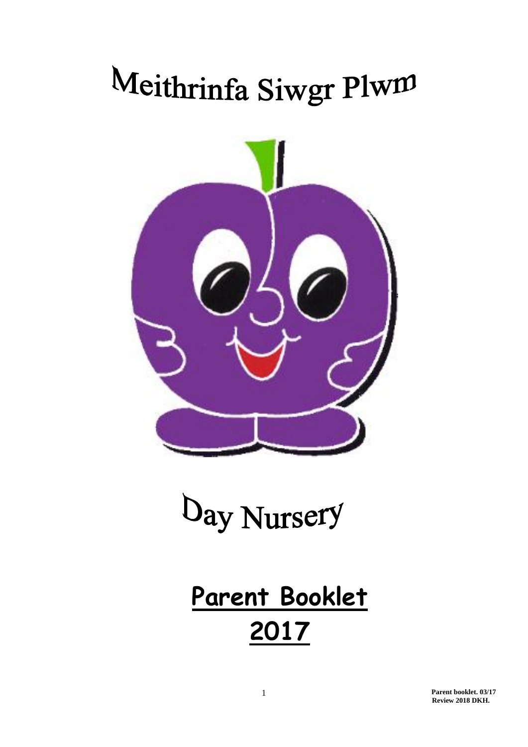# Meithrinfa Siwgr Plwm

# Day Nursery

## Parent Booklet 2017

**Parent booklet. 03/17**
**Review 2018 DKH.**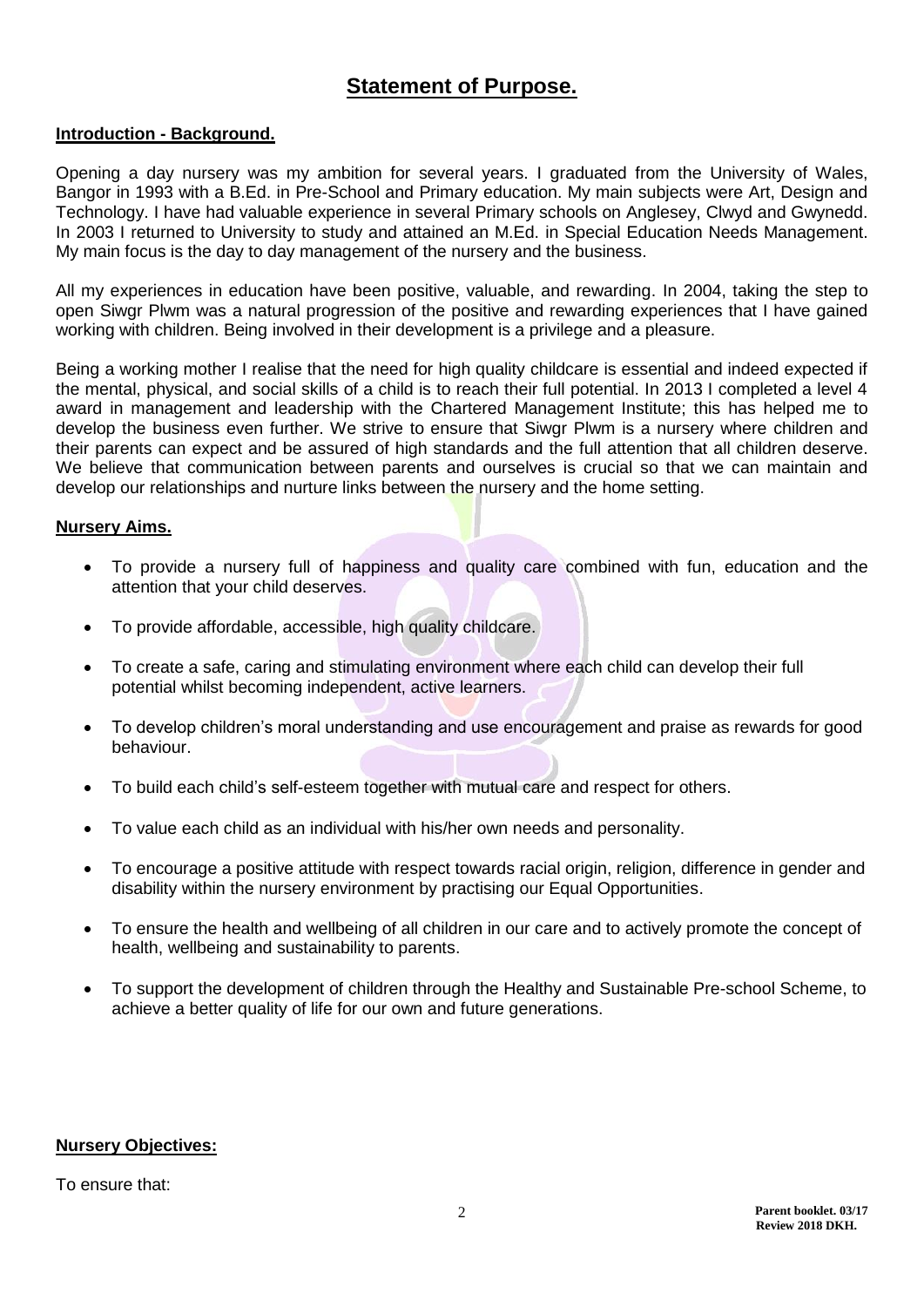# Statement of Purpose.

**Introduction - Background.**

Opening a day nursery was my ambition for several years. I graduated from the University of Wales, Bangor in 1993 with a B.Ed. in Pre-School and Primary education. My main subjects were Art, Design and Technology. I have had valuable experience in several Primary schools on Anglesey, Clwyd and Gwynedd. In 2003 I returned to University to study and attained an M.Ed. in Special Education Needs Management. My main focus is the day to day management of the nursery and the business.

All my experiences in education have been positive, valuable, and rewarding. In 2004, taking the step to open Siwgr Plwm was a natural progression of the positive and rewarding experiences that I have gained working with children. Being involved in their development is a privilege and a pleasure.

Being a working mother I realise that the need for high quality childcare is essential and indeed expected if the mental, physical, and social skills of a child is to reach their full potential. In 2013 I completed a level 4 award in management and leadership with the Chartered Management Institute; this has helped me to develop the business even further. We strive to ensure that Siwgr Plwm is a nursery where children and their parents can expect and be assured of high standards and the full attention that all children deserve. We believe that communication between parents and ourselves is crucial so that we can maintain and develop our relationships and nurture links between the nursery and the home setting.

**Nursery Aims.**

- To provide a nursery full of happiness and quality care combined with fun, education and the attention that your child deserves.
- To provide affordable, accessible, high quality childcare.
- To create a safe, caring and stimulating environment where each child can develop their full potential whilst becoming independent, active learners.
- To develop children's moral understanding and use encouragement and praise as rewards for good behaviour.
- To build each child's self-esteem together with mutual care and respect for others.
- To value each child as an individual with his/her own needs and personality.
- To encourage a positive attitude with respect towards racial origin, religion, difference in gender and disability within the nursery environment by practising our Equal Opportunities.
- To ensure the health and wellbeing of all children in our care and to actively promote the concept of health, wellbeing and sustainability to parents.
- To support the development of children through the Healthy and Sustainable Pre-school Scheme, to achieve a better quality of life for our own and future generations.

**Nursery Objectives:**

To ensure that: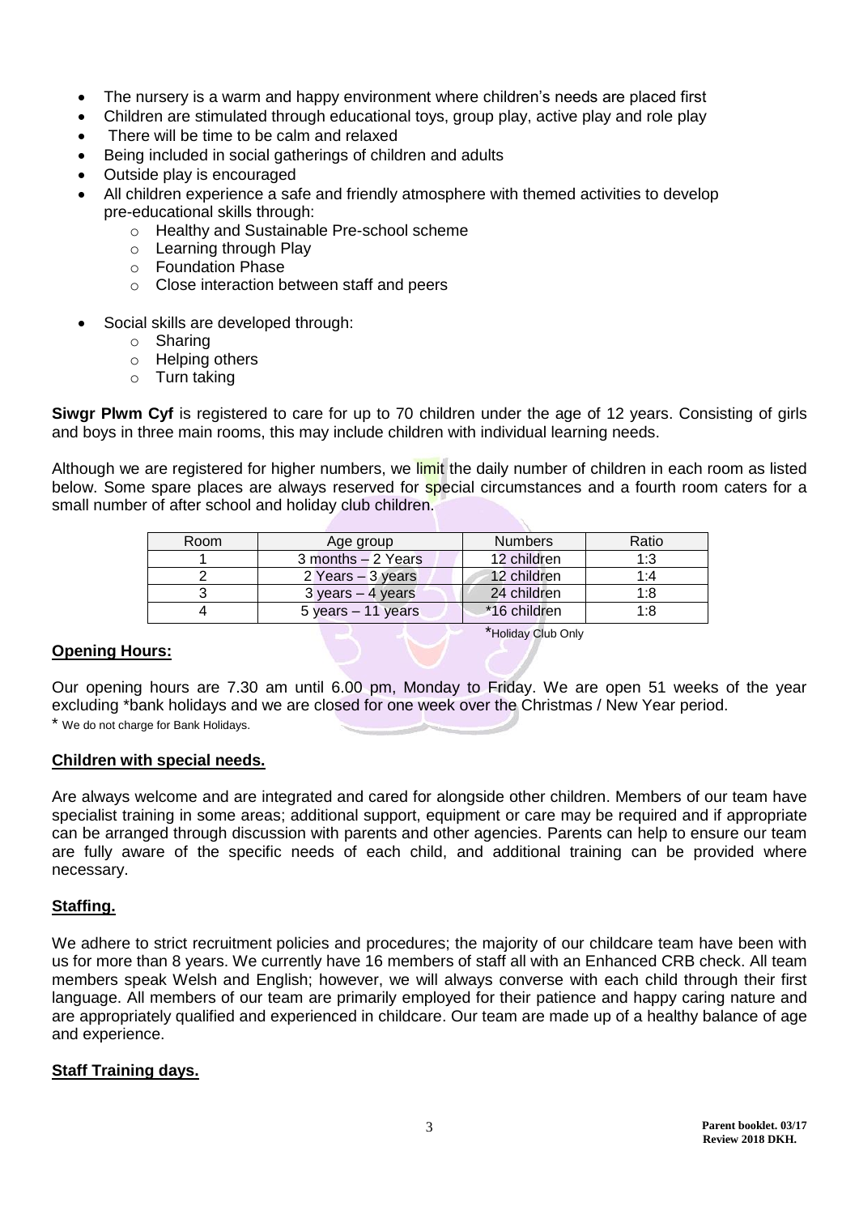- The nursery is a warm and happy environment where children's needs are placed first
- Children are stimulated through educational toys, group play, active play and role play
- There will be time to be calm and relaxed
- Being included in social gatherings of children and adults
- Outside play is encouraged
- All children experience a safe and friendly atmosphere with themed activities to develop pre-educational skills through:
    - Healthy and Sustainable Pre-school scheme
    - Learning through Play
    - Foundation Phase
    - Close interaction between staff and peers
- Social skills are developed through:
    - Sharing
    - Helping others
    - Turn taking

**Siwgr Plwm Cyf** is registered to care for up to 70 children under the age of 12 years. Consisting of girls and boys in three main rooms, this may include children with individual learning needs.

Although we are registered for higher numbers, we limit the daily number of children in each room as listed below. Some spare places are always reserved for special circumstances and a fourth room caters for a small number of after school and holiday club children.

| Room | Age group | Numbers | Ratio |
|---|---|---|---|
| 1 | 3 months – 2 Years | 12 children | 1:3 |
| 2 | 2 Years – 3 years | 12 children | 1:4 |
| 3 | 3 years – 4 years | 24 children | 1:8 |
| 4 | 5 years – 11 years | *16 children | 1:8 |

*Holiday Club Only

## Opening Hours:

Our opening hours are 7.30 am until 6.00 pm, Monday to Friday. We are open 51 weeks of the year excluding *bank holidays and we are closed for one week over the Christmas / New Year period.

* We do not charge for Bank Holidays.

## Children with special needs.

Are always welcome and are integrated and cared for alongside other children. Members of our team have specialist training in some areas; additional support, equipment or care may be required and if appropriate can be arranged through discussion with parents and other agencies. Parents can help to ensure our team are fully aware of the specific needs of each child, and additional training can be provided where necessary.

## Staffing.

We adhere to strict recruitment policies and procedures; the majority of our childcare team have been with us for more than 8 years. We currently have 16 members of staff all with an Enhanced CRB check. All team members speak Welsh and English; however, we will always converse with each child through their first language. All members of our team are primarily employed for their patience and happy caring nature and are appropriately qualified and experienced in childcare. Our team are made up of a healthy balance of age and experience.

## Staff Training days.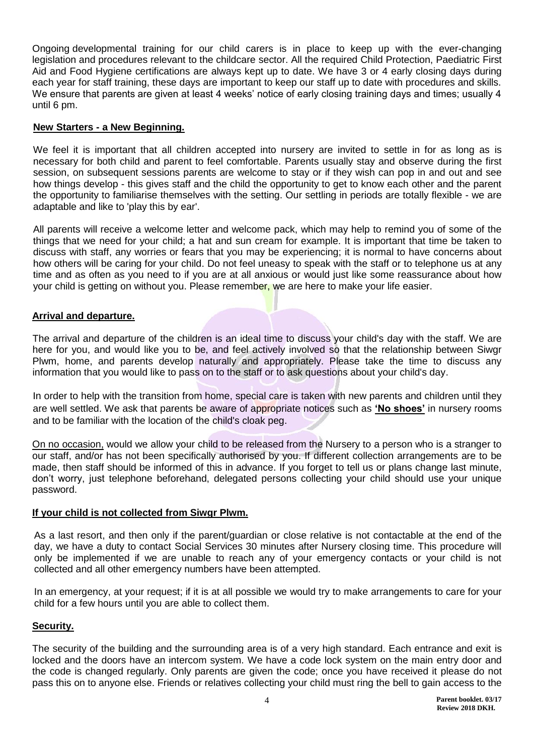Ongoing developmental training for our child carers is in place to keep up with the ever-changing legislation and procedures relevant to the childcare sector. All the required Child Protection, Paediatric First Aid and Food Hygiene certifications are always kept up to date. We have 3 or 4 early closing days during each year for staff training, these days are important to keep our staff up to date with procedures and skills. We ensure that parents are given at least 4 weeks' notice of early closing training days and times; usually 4 until 6 pm.

## New Starters - a New Beginning.

We feel it is important that all children accepted into nursery are invited to settle in for as long as is necessary for both child and parent to feel comfortable. Parents usually stay and observe during the first session, on subsequent sessions parents are welcome to stay or if they wish can pop in and out and see how things develop - this gives staff and the child the opportunity to get to know each other and the parent the opportunity to familiarise themselves with the setting. Our settling in periods are totally flexible - we are adaptable and like to 'play this by ear'.

All parents will receive a welcome letter and welcome pack, which may help to remind you of some of the things that we need for your child; a hat and sun cream for example. It is important that time be taken to discuss with staff, any worries or fears that you may be experiencing; it is normal to have concerns about how others will be caring for your child. Do not feel uneasy to speak with the staff or to telephone us at any time and as often as you need to if you are at all anxious or would just like some reassurance about how your child is getting on without you. Please remember, we are here to make your life easier.

## Arrival and departure.

The arrival and departure of the children is an ideal time to discuss your child's day with the staff. We are here for you, and would like you to be, and feel actively involved so that the relationship between Siwgr Plwm, home, and parents develop naturally and appropriately. Please take the time to discuss any information that you would like to pass on to the staff or to ask questions about your child's day.

In order to help with the transition from home, special care is taken with new parents and children until they are well settled. We ask that parents be aware of appropriate notices such as **'No shoes'** in nursery rooms and to be familiar with the location of the child's cloak peg.

On no occasion, would we allow your child to be released from the Nursery to a person who is a stranger to our staff, and/or has not been specifically authorised by you. If different collection arrangements are to be made, then staff should be informed of this in advance. If you forget to tell us or plans change last minute, don't worry, just telephone beforehand, delegated persons collecting your child should use your unique password.

## If your child is not collected from Siwgr Plwm.

As a last resort, and then only if the parent/guardian or close relative is not contactable at the end of the day, we have a duty to contact Social Services 30 minutes after Nursery closing time. This procedure will only be implemented if we are unable to reach any of your emergency contacts or your child is not collected and all other emergency numbers have been attempted.

In an emergency, at your request; if it is at all possible we would try to make arrangements to care for your child for a few hours until you are able to collect them.

## Security.

The security of the building and the surrounding area is of a very high standard. Each entrance and exit is locked and the doors have an intercom system. We have a code lock system on the main entry door and the code is changed regularly. Only parents are given the code; once you have received it please do not pass this on to anyone else. Friends or relatives collecting your child must ring the bell to gain access to the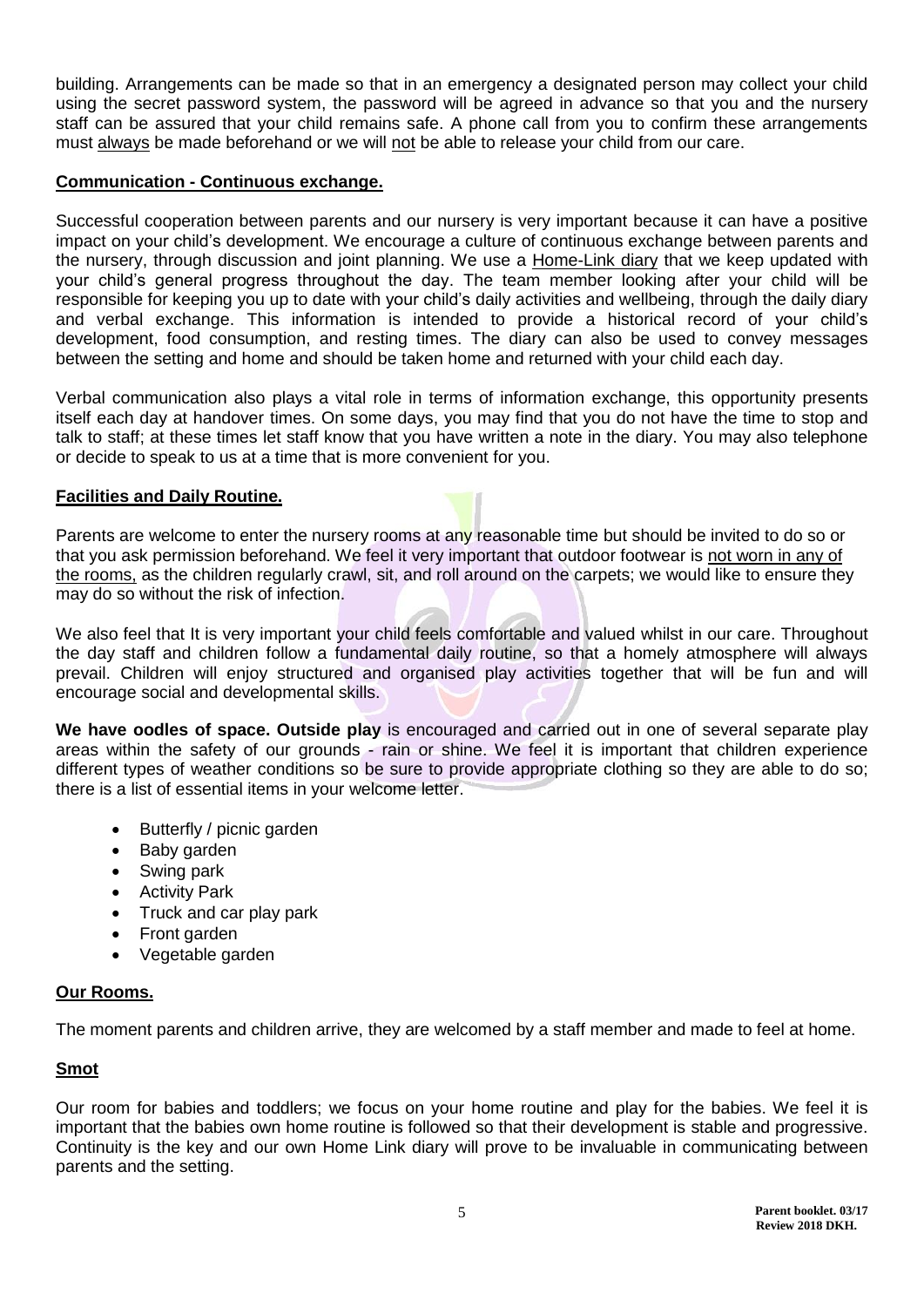building. Arrangements can be made so that in an emergency a designated person may collect your child using the secret password system, the password will be agreed in advance so that you and the nursery staff can be assured that your child remains safe. A phone call from you to confirm these arrangements must always be made beforehand or we will not be able to release your child from our care.

## Communication - Continuous exchange.

Successful cooperation between parents and our nursery is very important because it can have a positive impact on your child's development. We encourage a culture of continuous exchange between parents and the nursery, through discussion and joint planning. We use a Home-Link diary that we keep updated with your child's general progress throughout the day. The team member looking after your child will be responsible for keeping you up to date with your child's daily activities and wellbeing, through the daily diary and verbal exchange. This information is intended to provide a historical record of your child's development, food consumption, and resting times. The diary can also be used to convey messages between the setting and home and should be taken home and returned with your child each day.

Verbal communication also plays a vital role in terms of information exchange, this opportunity presents itself each day at handover times. On some days, you may find that you do not have the time to stop and talk to staff; at these times let staff know that you have written a note in the diary. You may also telephone or decide to speak to us at a time that is more convenient for you.

## Facilities and Daily Routine.

Parents are welcome to enter the nursery rooms at any reasonable time but should be invited to do so or that you ask permission beforehand. We feel it very important that outdoor footwear is not worn in any of the rooms, as the children regularly crawl, sit, and roll around on the carpets; we would like to ensure they may do so without the risk of infection.

We also feel that It is very important your child feels comfortable and valued whilst in our care. Throughout the day staff and children follow a fundamental daily routine, so that a homely atmosphere will always prevail. Children will enjoy structured and organised play activities together that will be fun and will encourage social and developmental skills.

**We have oodles of space. Outside play** is encouraged and carried out in one of several separate play areas within the safety of our grounds - rain or shine. We feel it is important that children experience different types of weather conditions so be sure to provide appropriate clothing so they are able to do so; there is a list of essential items in your welcome letter.

- Butterfly / picnic garden
- Baby garden
- Swing park
- Activity Park
- Truck and car play park
- Front garden
- Vegetable garden

## Our Rooms.

The moment parents and children arrive, they are welcomed by a staff member and made to feel at home.

### Smot

Our room for babies and toddlers; we focus on your home routine and play for the babies. We feel it is important that the babies own home routine is followed so that their development is stable and progressive. Continuity is the key and our own Home Link diary will prove to be invaluable in communicating between parents and the setting.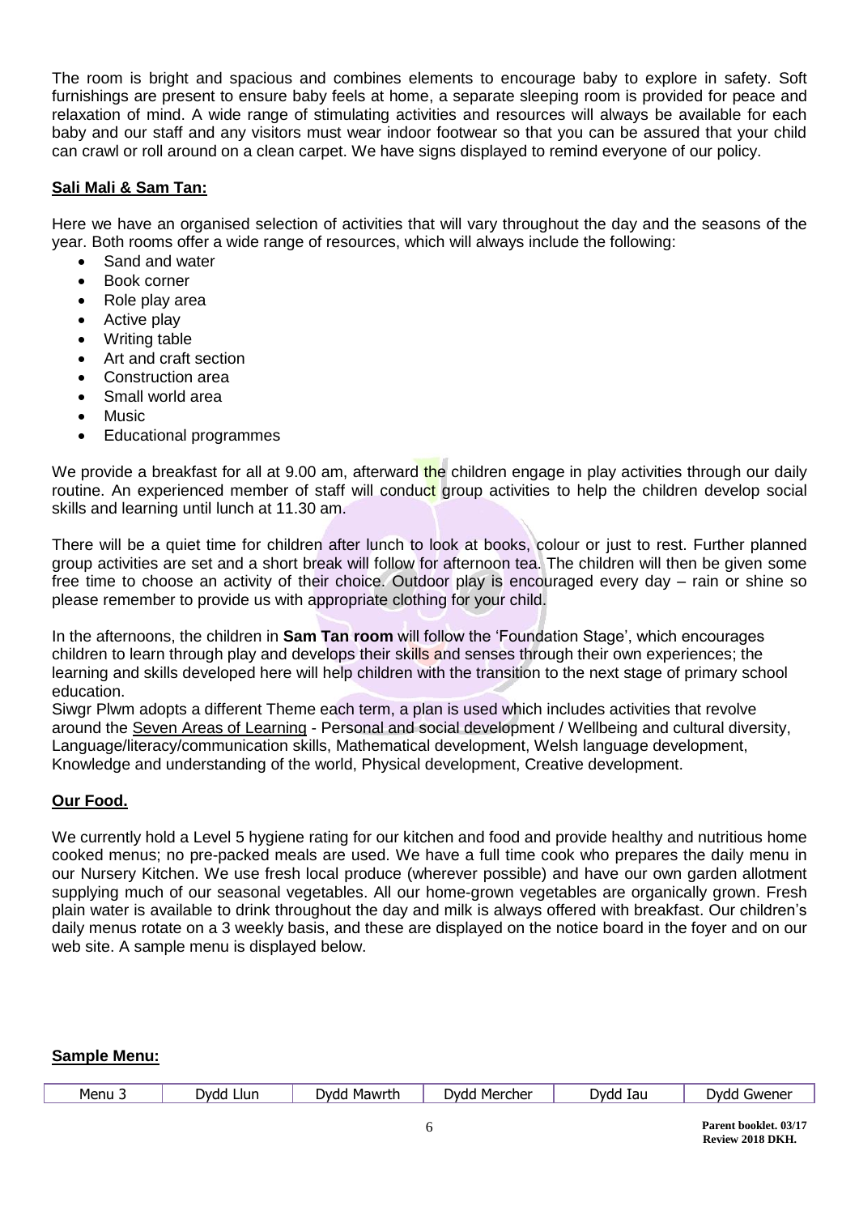The room is bright and spacious and combines elements to encourage baby to explore in safety. Soft furnishings are present to ensure baby feels at home, a separate sleeping room is provided for peace and relaxation of mind. A wide range of stimulating activities and resources will always be available for each baby and our staff and any visitors must wear indoor footwear so that you can be assured that your child can crawl or roll around on a clean carpet. We have signs displayed to remind everyone of our policy.

**Sali Mali & Sam Tan:**

Here we have an organised selection of activities that will vary throughout the day and the seasons of the year. Both rooms offer a wide range of resources, which will always include the following:

- Sand and water
- Book corner
- Role play area
- Active play
- Writing table
- Art and craft section
- Construction area
- Small world area
- Music
- Educational programmes

We provide a breakfast for all at 9.00 am, afterward the children engage in play activities through our daily routine. An experienced member of staff will conduct group activities to help the children develop social skills and learning until lunch at 11.30 am.

There will be a quiet time for children after lunch to look at books, colour or just to rest. Further planned group activities are set and a short break will follow for afternoon tea. The children will then be given some free time to choose an activity of their choice. Outdoor play is encouraged every day – rain or shine so please remember to provide us with appropriate clothing for your child.

In the afternoons, the children in **Sam Tan room** will follow the 'Foundation Stage', which encourages children to learn through play and develops their skills and senses through their own experiences; the learning and skills developed here will help children with the transition to the next stage of primary school education.

Siwgr Plwm adopts a different Theme each term, a plan is used which includes activities that revolve around the Seven Areas of Learning - Personal and social development / Wellbeing and cultural diversity, Language/literacy/communication skills, Mathematical development, Welsh language development, Knowledge and understanding of the world, Physical development, Creative development.

**Our Food.**

We currently hold a Level 5 hygiene rating for our kitchen and food and provide healthy and nutritious home cooked menus; no pre-packed meals are used. We have a full time cook who prepares the daily menu in our Nursery Kitchen. We use fresh local produce (wherever possible) and have our own garden allotment supplying much of our seasonal vegetables. All our home-grown vegetables are organically grown. Fresh plain water is available to drink throughout the day and milk is always offered with breakfast. Our children's daily menus rotate on a 3 weekly basis, and these are displayed on the notice board in the foyer and on our web site. A sample menu is displayed below.

**Sample Menu:**

| Menu 3 | Dydd Llun | Dydd Mawrth | Dydd Mercher | Dydd Iau | Dydd Gwener |
|---|---|---|---|---|---|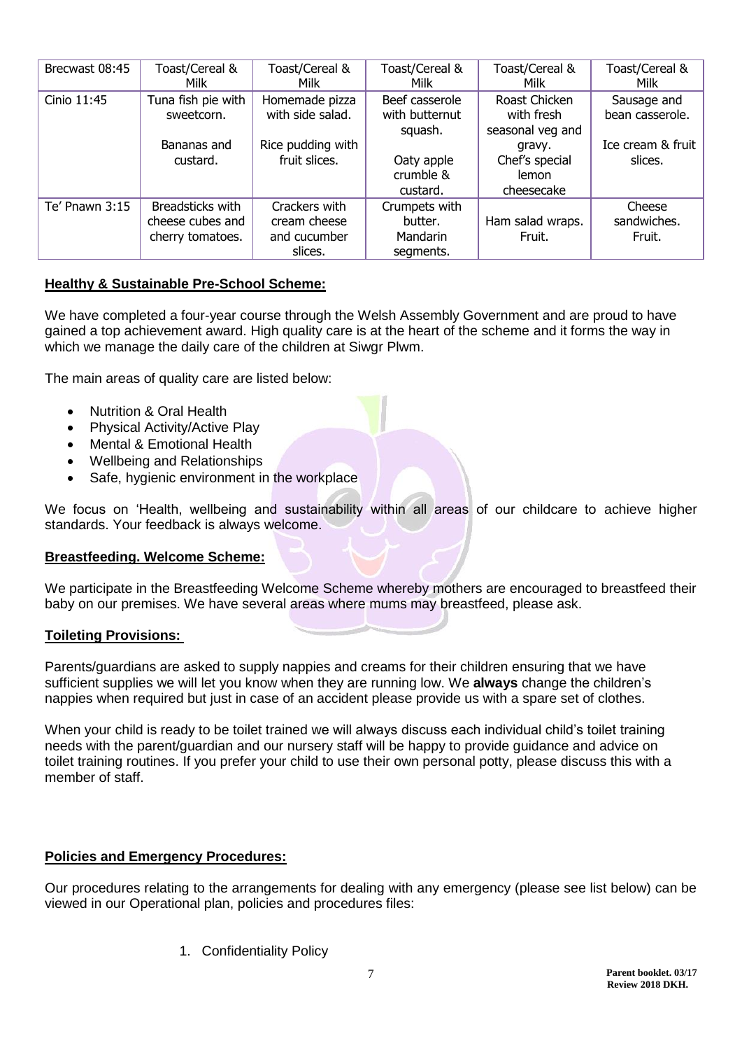| Brecwast 08:45 | Toast/Cereal & Milk | Toast/Cereal & Milk | Toast/Cereal & Milk | Toast/Cereal & Milk | Toast/Cereal & Milk |
|---|---|---|---|---|---|
| Cinio 11:45 | Tuna fish pie with sweetcorn.<br><br>Bananas and custard. | Homemade pizza with side salad.<br><br>Rice pudding with fruit slices. | Beef casserole with butternut squash.<br><br>Oaty apple crumble & custard. | Roast Chicken with fresh seasonal veg and gravy.<br>Chef's special lemon cheesecake | Sausage and bean casserole.<br><br>Ice cream & fruit slices. |
| Te' Pnawn 3:15 | Breadsticks with cheese cubes and cherry tomatoes. | Crackers with cream cheese and cucumber slices. | Crumpets with butter.<br>Mandarin segments. | Ham salad wraps.<br>Fruit. | Cheese sandwiches.<br>Fruit. |

## Healthy & Sustainable Pre-School Scheme:

We have completed a four-year course through the Welsh Assembly Government and are proud to have gained a top achievement award. High quality care is at the heart of the scheme and it forms the way in which we manage the daily care of the children at Siwgr Plwm.

The main areas of quality care are listed below:

- Nutrition & Oral Health
- Physical Activity/Active Play
- Mental & Emotional Health
- Wellbeing and Relationships
- Safe, hygienic environment in the workplace

We focus on 'Health, wellbeing and sustainability within all areas of our childcare to achieve higher standards. Your feedback is always welcome.

## Breastfeeding. Welcome Scheme:

We participate in the Breastfeeding Welcome Scheme whereby mothers are encouraged to breastfeed their baby on our premises. We have several areas where mums may breastfeed, please ask.

## Toileting Provisions:

Parents/guardians are asked to supply nappies and creams for their children ensuring that we have sufficient supplies we will let you know when they are running low. We **always** change the children's nappies when required but just in case of an accident please provide us with a spare set of clothes.

When your child is ready to be toilet trained we will always discuss each individual child's toilet training needs with the parent/guardian and our nursery staff will be happy to provide guidance and advice on toilet training routines. If you prefer your child to use their own personal potty, please discuss this with a member of staff.

## Policies and Emergency Procedures:

Our procedures relating to the arrangements for dealing with any emergency (please see list below) can be viewed in our Operational plan, policies and procedures files:

1. Confidentiality Policy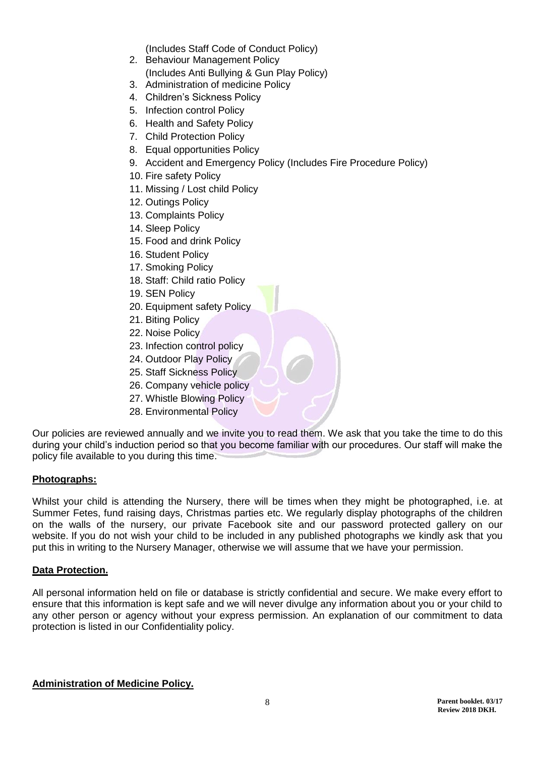(Includes Staff Code of Conduct Policy)

2. Behaviour Management Policy
   (Includes Anti Bullying & Gun Play Policy)
3. Administration of medicine Policy
4. Children's Sickness Policy
5. Infection control Policy
6. Health and Safety Policy
7. Child Protection Policy
8. Equal opportunities Policy
9. Accident and Emergency Policy (Includes Fire Procedure Policy)
10. Fire safety Policy
11. Missing / Lost child Policy
12. Outings Policy
13. Complaints Policy
14. Sleep Policy
15. Food and drink Policy
16. Student Policy
17. Smoking Policy
18. Staff: Child ratio Policy
19. SEN Policy
20. Equipment safety Policy
21. Biting Policy
22. Noise Policy
23. Infection control policy
24. Outdoor Play Policy
25. Staff Sickness Policy
26. Company vehicle policy
27. Whistle Blowing Policy
28. Environmental Policy

Our policies are reviewed annually and we invite you to read them. We ask that you take the time to do this during your child's induction period so that you become familiar with our procedures. Our staff will make the policy file available to you during this time.

**Photographs:**

Whilst your child is attending the Nursery, there will be times when they might be photographed, i.e. at Summer Fetes, fund raising days, Christmas parties etc. We regularly display photographs of the children on the walls of the nursery, our private Facebook site and our password protected gallery on our website. If you do not wish your child to be included in any published photographs we kindly ask that you put this in writing to the Nursery Manager, otherwise we will assume that we have your permission.

**Data Protection.**

All personal information held on file or database is strictly confidential and secure. We make every effort to ensure that this information is kept safe and we will never divulge any information about you or your child to any other person or agency without your express permission. An explanation of our commitment to data protection is listed in our Confidentiality policy.

**Administration of Medicine Policy.**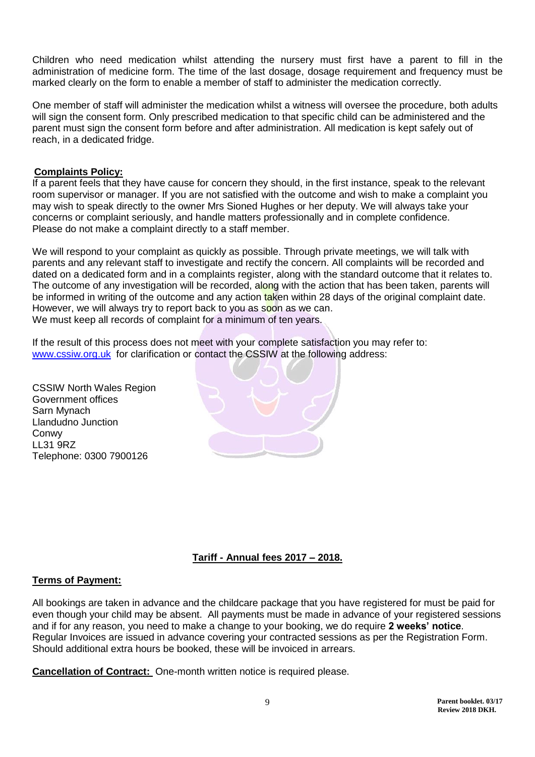Children who need medication whilst attending the nursery must first have a parent to fill in the administration of medicine form. The time of the last dosage, dosage requirement and frequency must be marked clearly on the form to enable a member of staff to administer the medication correctly.

One member of staff will administer the medication whilst a witness will oversee the procedure, both adults will sign the consent form. Only prescribed medication to that specific child can be administered and the parent must sign the consent form before and after administration. All medication is kept safely out of reach, in a dedicated fridge.

**Complaints Policy:**

If a parent feels that they have cause for concern they should, in the first instance, speak to the relevant room supervisor or manager. If you are not satisfied with the outcome and wish to make a complaint you may wish to speak directly to the owner Mrs Sioned Hughes or her deputy. We will always take your concerns or complaint seriously, and handle matters professionally and in complete confidence. Please do not make a complaint directly to a staff member.

We will respond to your complaint as quickly as possible. Through private meetings, we will talk with parents and any relevant staff to investigate and rectify the concern. All complaints will be recorded and dated on a dedicated form and in a complaints register, along with the standard outcome that it relates to. The outcome of any investigation will be recorded, along with the action that has been taken, parents will be informed in writing of the outcome and any action taken within 28 days of the original complaint date. However, we will always try to report back to you as soon as we can.
We must keep all records of complaint for a minimum of ten years.

If the result of this process does not meet with your complete satisfaction you may refer to: www.cssiw.org.uk for clarification or contact the CSSIW at the following address:

CSSIW North Wales Region
Government offices
Sarn Mynach
Llandudno Junction
Conwy
LL31 9RZ
Telephone: 0300 7900126

**Tariff - Annual fees 2017 – 2018.**

**Terms of Payment:**

All bookings are taken in advance and the childcare package that you have registered for must be paid for even though your child may be absent. All payments must be made in advance of your registered sessions and if for any reason, you need to make a change to your booking, we do require **2 weeks' notice**. Regular Invoices are issued in advance covering your contracted sessions as per the Registration Form. Should additional extra hours be booked, these will be invoiced in arrears.

**Cancellation of Contract:** One-month written notice is required please.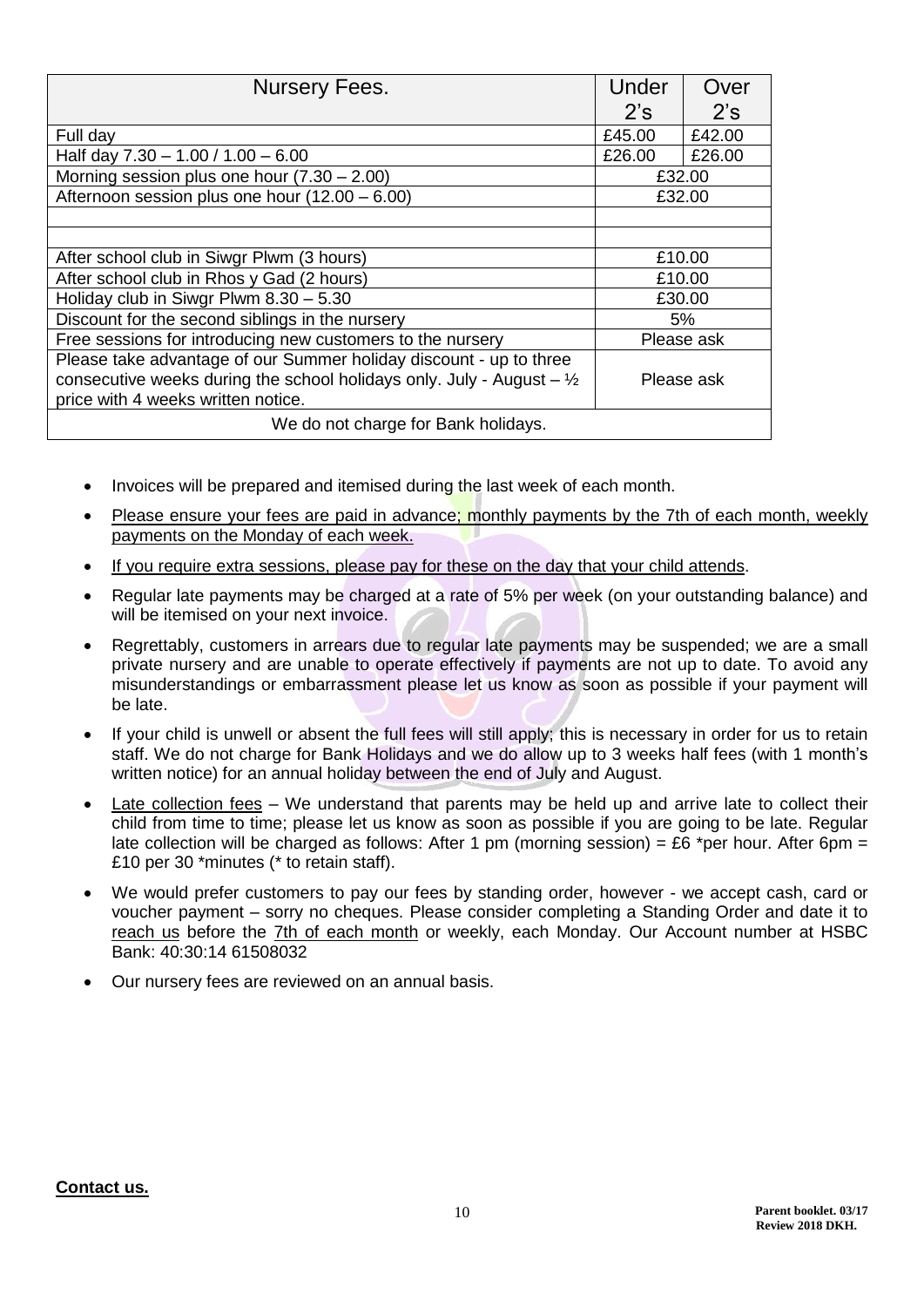| Nursery Fees. | Under 2's | Over 2's |
|---|---|---|
| Full day | £45.00 | £42.00 |
| Half day 7.30 – 1.00 / 1.00 – 6.00 | £26.00 | £26.00 |
| Morning session plus one hour (7.30 – 2.00) | £32.00 | |
| Afternoon session plus one hour (12.00 – 6.00) | £32.00 | |
| | | |
| | | |
| After school club in Siwgr Plwm (3 hours) | £10.00 | |
| After school club in Rhos y Gad (2 hours) | £10.00 | |
| Holiday club in Siwgr Plwm 8.30 – 5.30 | £30.00 | |
| Discount for the second siblings in the nursery | 5% | |
| Free sessions for introducing new customers to the nursery | Please ask | |
| Please take advantage of our Summer holiday discount - up to three consecutive weeks during the school holidays only. July - August – ½ price with 4 weeks written notice. | Please ask | |
| We do not charge for Bank holidays. | | |

- Invoices will be prepared and itemised during the last week of each month.
- Please ensure your fees are paid in advance; monthly payments by the 7th of each month, weekly payments on the Monday of each week.
- If you require extra sessions, please pay for these on the day that your child attends.
- Regular late payments may be charged at a rate of 5% per week (on your outstanding balance) and will be itemised on your next invoice.
- Regrettably, customers in arrears due to regular late payments may be suspended; we are a small private nursery and are unable to operate effectively if payments are not up to date. To avoid any misunderstandings or embarrassment please let us know as soon as possible if your payment will be late.
- If your child is unwell or absent the full fees will still apply; this is necessary in order for us to retain staff. We do not charge for Bank Holidays and we do allow up to 3 weeks half fees (with 1 month's written notice) for an annual holiday between the end of July and August.
- Late collection fees – We understand that parents may be held up and arrive late to collect their child from time to time; please let us know as soon as possible if you are going to be late. Regular late collection will be charged as follows: After 1 pm (morning session) = £6 *per hour. After 6pm = £10 per 30 *minutes (* to retain staff).
- We would prefer customers to pay our fees by standing order, however - we accept cash, card or voucher payment – sorry no cheques. Please consider completing a Standing Order and date it to reach us before the 7th of each month or weekly, each Monday. Our Account number at HSBC Bank: 40:30:14 61508032
- Our nursery fees are reviewed on an annual basis.

**Contact us.**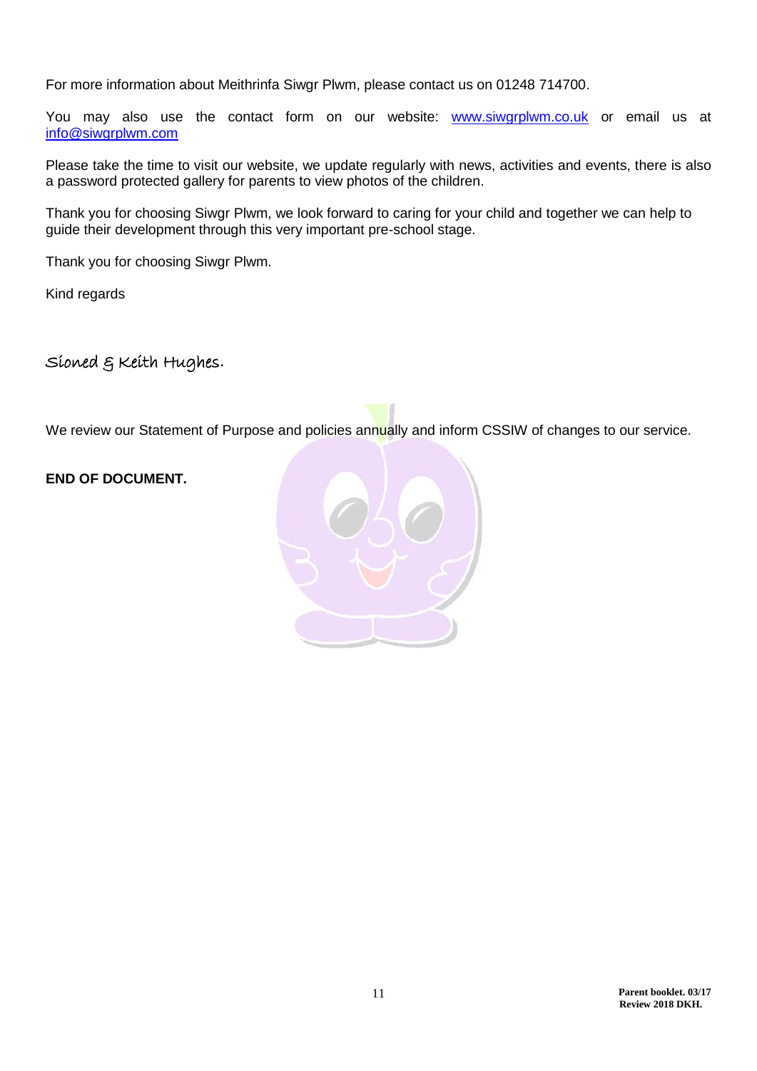For more information about Meithrinfa Siwgr Plwm, please contact us on 01248 714700.

You may also use the contact form on our website: [www.siwgrplwm.co.uk](http://www.siwgrplwm.co.uk) or email us at [info@siwgrplwm.com](mailto:info@siwgrplwm.com)

Please take the time to visit our website, we update regularly with news, activities and events, there is also a password protected gallery for parents to view photos of the children.

Thank you for choosing Siwgr Plwm, we look forward to caring for your child and together we can help to guide their development through this very important pre-school stage.

Thank you for choosing Siwgr Plwm.

Kind regards

*Sioned & Keith Hughes.*

We review our Statement of Purpose and policies annually and inform CSSIW of changes to our service.

**END OF DOCUMENT.**

**Parent booklet. 03/17**
**Review 2018 DKH.**